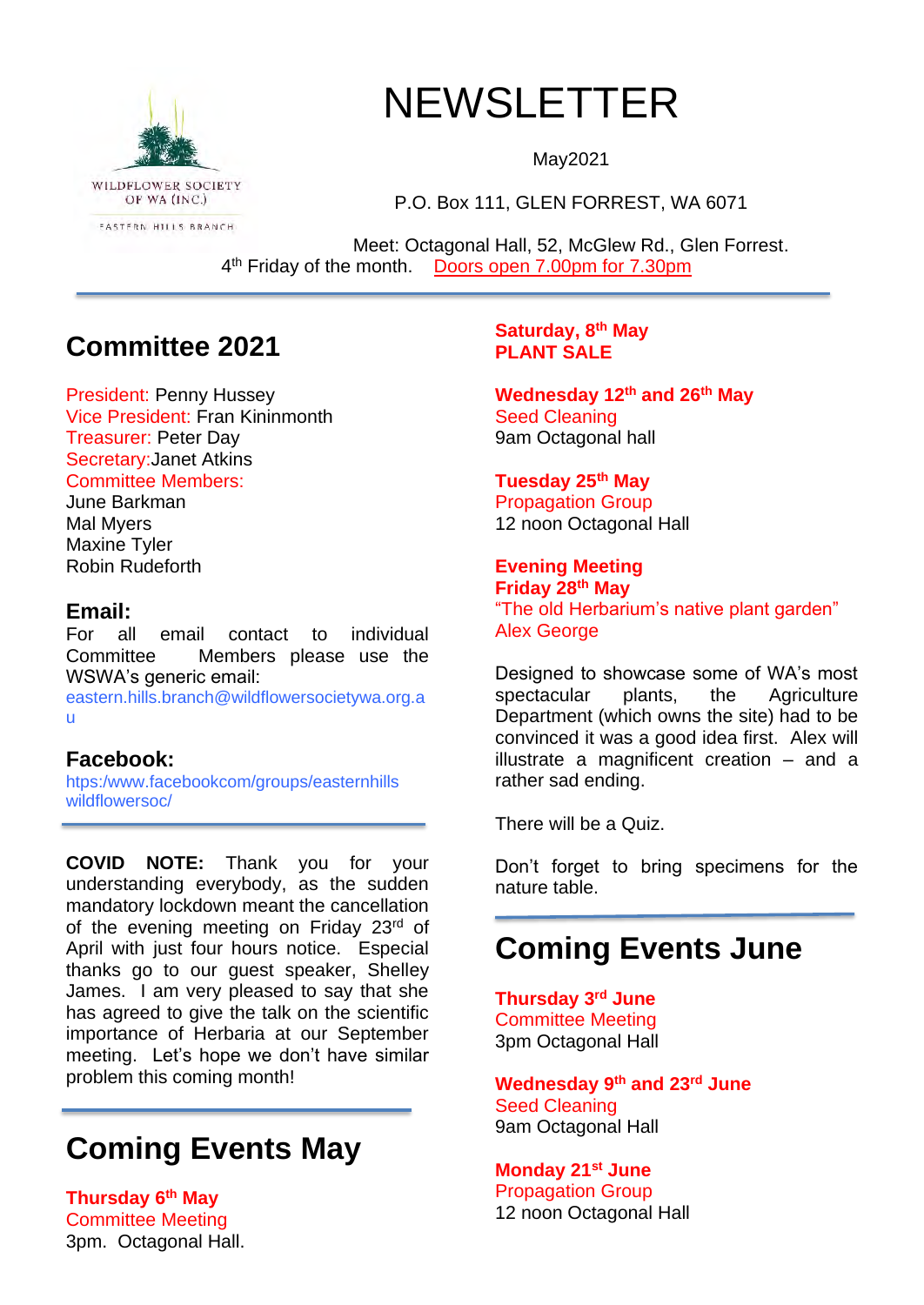WILDFLOWER SOCIETY OF WA (INC.)
EASTERN HILLS BRANCH

# NEWSLETTER

May2021

P.O. Box 111, GLEN FORREST, WA 6071

Meet: Octagonal Hall, 52, McGlew Rd., Glen Forrest.
4th Friday of the month. Doors open 7.00pm for 7.30pm

## Committee 2021

President: Penny Hussey
Vice President: Fran Kininmonth
Treasurer: Peter Day
Secretary:Janet Atkins
Committee Members:
June Barkman
Mal Myers
Maxine Tyler
Robin Rudeforth

### Email:

For all email contact to individual Committee Members please use the WSWA's generic email:
eastern.hills.branch@wildflowersocietywa.org.au

### Facebook:

htps:/www.facebookcom/groups/easternhills wildflowersoc/

**COVID NOTE:** Thank you for your understanding everybody, as the sudden mandatory lockdown meant the cancellation of the evening meeting on Friday 23rd of April with just four hours notice. Especial thanks go to our guest speaker, Shelley James. I am very pleased to say that she has agreed to give the talk on the scientific importance of Herbaria at our September meeting. Let's hope we don't have similar problem this coming month!

## Coming Events May

**Thursday 6th May**
Committee Meeting
3pm. Octagonal Hall.

**Saturday, 8th May**
**PLANT SALE**

**Wednesday 12th and 26th May**
Seed Cleaning
9am Octagonal hall

**Tuesday 25th May**
Propagation Group
12 noon Octagonal Hall

**Evening Meeting**
**Friday 28th May**
"The old Herbarium's native plant garden"
Alex George

Designed to showcase some of WA's most spectacular plants, the Agriculture Department (which owns the site) had to be convinced it was a good idea first. Alex will illustrate a magnificent creation – and a rather sad ending.

There will be a Quiz.

Don't forget to bring specimens for the nature table.

## Coming Events June

**Thursday 3rd June**
Committee Meeting
3pm Octagonal Hall

**Wednesday 9th and 23rd June**
Seed Cleaning
9am Octagonal Hall

**Monday 21st June**
Propagation Group
12 noon Octagonal Hall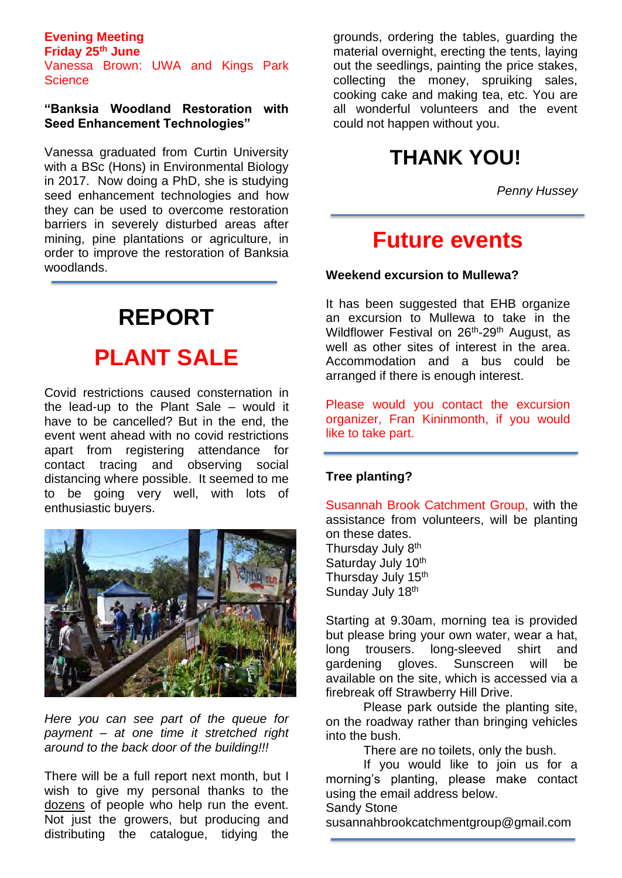**Evening Meeting**
**Friday 25th June**
Vanessa Brown: UWA and Kings Park Science

**"Banksia Woodland Restoration with Seed Enhancement Technologies"**

Vanessa graduated from Curtin University with a BSc (Hons) in Environmental Biology in 2017. Now doing a PhD, she is studying seed enhancement technologies and how they can be used to overcome restoration barriers in severely disturbed areas after mining, pine plantations or agriculture, in order to improve the restoration of Banksia woodlands.

# REPORT

# PLANT SALE

Covid restrictions caused consternation in the lead-up to the Plant Sale – would it have to be cancelled? But in the end, the event went ahead with no covid restrictions apart from registering attendance for contact tracing and observing social distancing where possible. It seemed to me to be going very well, with lots of enthusiastic buyers.

*Here you can see part of the queue for payment – at one time it stretched right around to the back door of the building!!!*

There will be a full report next month, but I wish to give my personal thanks to the dozens of people who help run the event. Not just the growers, but producing and distributing the catalogue, tidying the grounds, ordering the tables, guarding the material overnight, erecting the tents, laying out the seedlings, painting the price stakes, collecting the money, spruiking sales, cooking cake and making tea, etc. You are all wonderful volunteers and the event could not happen without you.

## THANK YOU!

*Penny Hussey*

# Future events

**Weekend excursion to Mullewa?**

It has been suggested that EHB organize an excursion to Mullewa to take in the Wildflower Festival on 26th-29th August, as well as other sites of interest in the area. Accommodation and a bus could be arranged if there is enough interest.

Please would you contact the excursion organizer, Fran Kininmonth, if you would like to take part.

**Tree planting?**

Susannah Brook Catchment Group, with the assistance from volunteers, will be planting on these dates.
Thursday July 8th
Saturday July 10th
Thursday July 15th
Sunday July 18th

Starting at 9.30am, morning tea is provided but please bring your own water, wear a hat, long trousers. long-sleeved shirt and gardening gloves. Sunscreen will be available on the site, which is accessed via a firebreak off Strawberry Hill Drive.

Please park outside the planting site, on the roadway rather than bringing vehicles into the bush.

There are no toilets, only the bush.

If you would like to join us for a morning's planting, please make contact using the email address below.
Sandy Stone
susannahbrookcatchmentgroup@gmail.com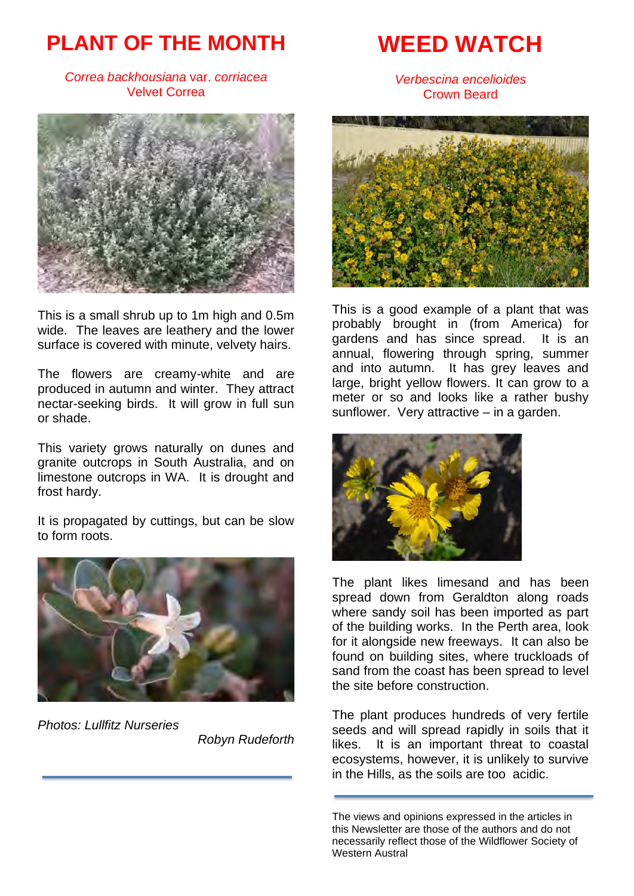# PLANT OF THE MONTH

*Correa backhousiana* var. *corriacea*
Velvet Correa

This is a small shrub up to 1m high and 0.5m wide. The leaves are leathery and the lower surface is covered with minute, velvety hairs.

The flowers are creamy-white and are produced in autumn and winter. They attract nectar-seeking birds. It will grow in full sun or shade.

This variety grows naturally on dunes and granite outcrops in South Australia, and on limestone outcrops in WA. It is drought and frost hardy.

It is propagated by cuttings, but can be slow to form roots.

*Photos: Lullfitz Nurseries*

*Robyn Rudeforth*

# WEED WATCH

*Verbescina encelioides*
Crown Beard

This is a good example of a plant that was probably brought in (from America) for gardens and has since spread. It is an annual, flowering through spring, summer and into autumn. It has grey leaves and large, bright yellow flowers. It can grow to a meter or so and looks like a rather bushy sunflower. Very attractive – in a garden.

The plant likes limesand and has been spread down from Geraldton along roads where sandy soil has been imported as part of the building works. In the Perth area, look for it alongside new freeways. It can also be found on building sites, where truckloads of sand from the coast has been spread to level the site before construction.

The plant produces hundreds of very fertile seeds and will spread rapidly in soils that it likes. It is an important threat to coastal ecosystems, however, it is unlikely to survive in the Hills, as the soils are too acidic.

The views and opinions expressed in the articles in this Newsletter are those of the authors and do not necessarily reflect those of the Wildflower Society of Western Austral